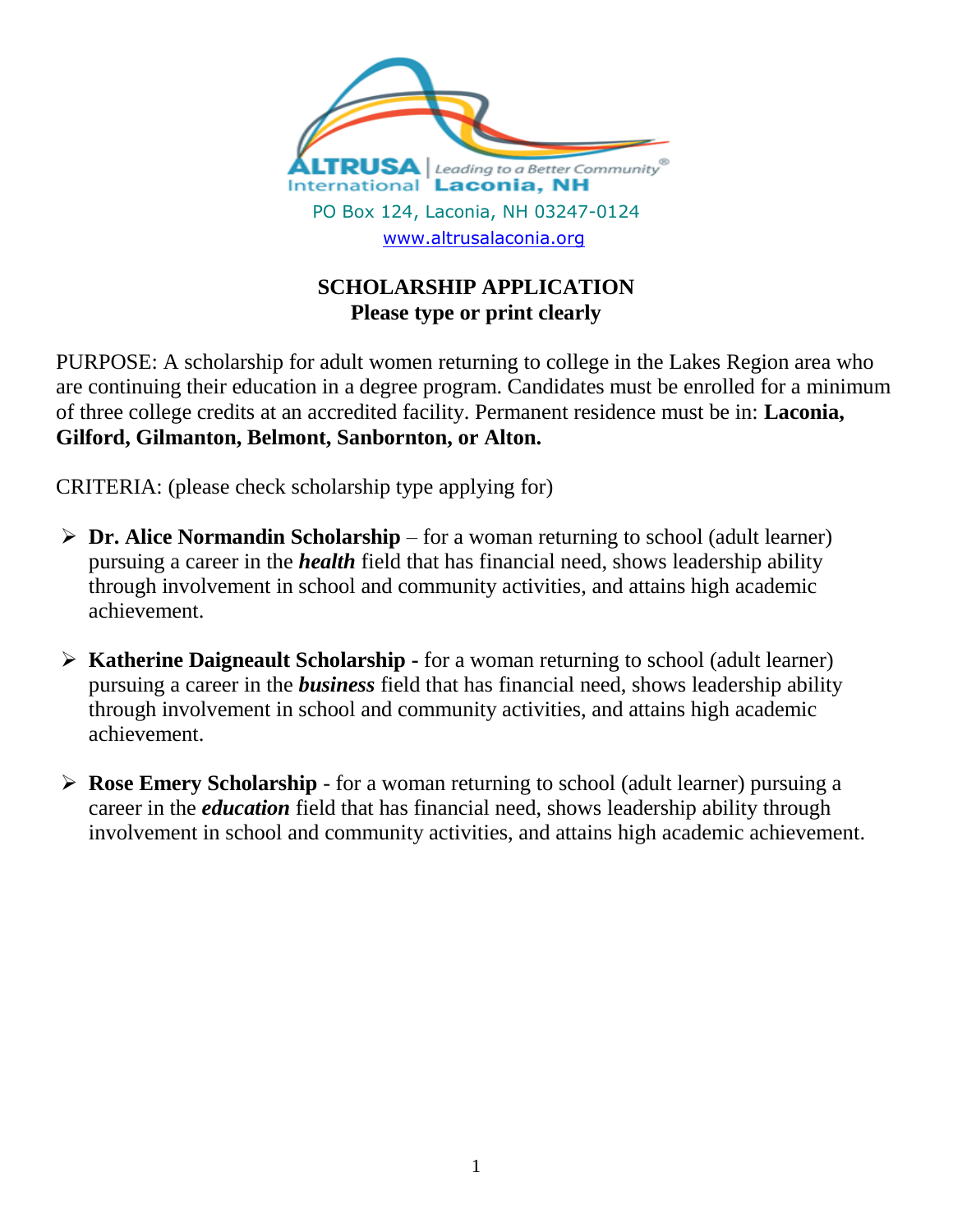ALTRUSA International | Leading to a Better Community® Laconia, NH

PO Box 124, Laconia, NH 03247-0124

www.altrusalaconia.org

## SCHOLARSHIP APPLICATION
**Please type or print clearly**

PURPOSE: A scholarship for adult women returning to college in the Lakes Region area who are continuing their education in a degree program. Candidates must be enrolled for a minimum of three college credits at an accredited facility. Permanent residence must be in: **Laconia, Gilford, Gilmanton, Belmont, Sanbornton, or Alton.**

CRITERIA: (please check scholarship type applying for)

- **Dr. Alice Normandin Scholarship** – for a woman returning to school (adult learner) pursuing a career in the ***health*** field that has financial need, shows leadership ability through involvement in school and community activities, and attains high academic achievement.

- **Katherine Daigneault Scholarship -** for a woman returning to school (adult learner) pursuing a career in the ***business*** field that has financial need, shows leadership ability through involvement in school and community activities, and attains high academic achievement.

- **Rose Emery Scholarship** - for a woman returning to school (adult learner) pursuing a career in the ***education*** field that has financial need, shows leadership ability through involvement in school and community activities, and attains high academic achievement.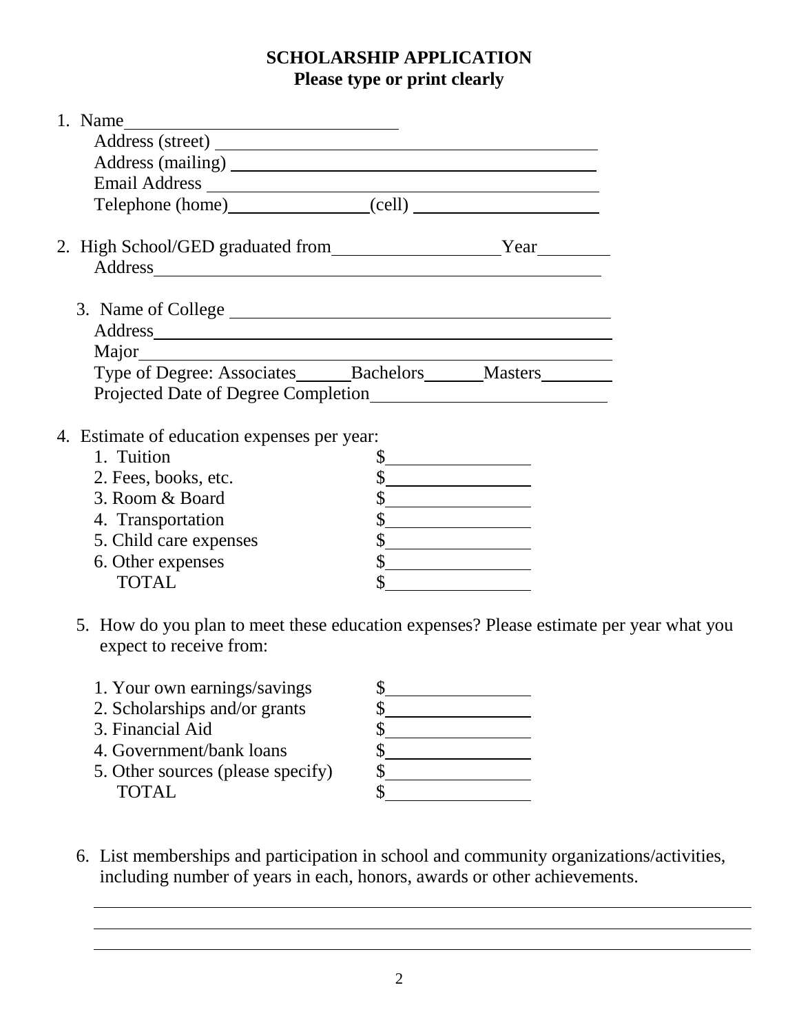# SCHOLARSHIP APPLICATION

**Please type or print clearly**

1. Name\_\_\_\_\_\_\_\_\_\_\_\_\_\_\_\_\_\_\_\_\_\_\_\_\_\_\_\_\_\_

   Address (street) \_\_\_\_\_\_\_\_\_\_\_\_\_\_\_\_\_\_\_\_\_\_\_\_\_\_\_\_\_\_\_\_\_\_\_\_\_\_\_\_

   Address (mailing) \_\_\_\_\_\_\_\_\_\_\_\_\_\_\_\_\_\_\_\_\_\_\_\_\_\_\_\_\_\_\_\_\_\_\_\_\_\_\_\_

   Email Address \_\_\_\_\_\_\_\_\_\_\_\_\_\_\_\_\_\_\_\_\_\_\_\_\_\_\_\_\_\_\_\_\_\_\_\_\_\_\_\_

   Telephone (home)\_\_\_\_\_\_\_\_\_\_\_\_\_\_\_\_(cell) \_\_\_\_\_\_\_\_\_\_\_\_\_\_\_\_\_\_\_\_

2. High School/GED graduated from\_\_\_\_\_\_\_\_\_\_\_\_\_\_\_\_\_\_\_Year\_\_\_\_\_\_\_\_

   Address\_\_\_\_\_\_\_\_\_\_\_\_\_\_\_\_\_\_\_\_\_\_\_\_\_\_\_\_\_\_\_\_\_\_\_\_\_\_\_\_\_\_\_\_\_\_\_\_

3. Name of College \_\_\_\_\_\_\_\_\_\_\_\_\_\_\_\_\_\_\_\_\_\_\_\_\_\_\_\_\_\_\_\_\_\_\_\_\_\_\_\_

   Address\_\_\_\_\_\_\_\_\_\_\_\_\_\_\_\_\_\_\_\_\_\_\_\_\_\_\_\_\_\_\_\_\_\_\_\_\_\_\_\_\_\_\_\_\_\_\_\_

   Major\_\_\_\_\_\_\_\_\_\_\_\_\_\_\_\_\_\_\_\_\_\_\_\_\_\_\_\_\_\_\_\_\_\_\_\_\_\_\_\_\_\_\_\_\_\_\_\_\_\_

   Type of Degree: Associates\_\_\_\_\_\_Bachelors\_\_\_\_\_\_Masters\_\_\_\_\_\_\_\_

   Projected Date of Degree Completion\_\_\_\_\_\_\_\_\_\_\_\_\_\_\_\_\_\_\_\_\_\_\_\_\_\_

4. Estimate of education expenses per year:

   1. Tuition $\_\_\_\_\_\_\_\_\_\_\_\_\_\_\_\_
   2. Fees, books, etc. $\_\_\_\_\_\_\_\_\_\_\_\_\_\_\_\_
   3. Room & Board $\_\_\_\_\_\_\_\_\_\_\_\_\_\_\_\_
   4. Transportation $\_\_\_\_\_\_\_\_\_\_\_\_\_\_\_\_
   5. Child care expenses $\_\_\_\_\_\_\_\_\_\_\_\_\_\_\_\_
   6. Other expenses $\_\_\_\_\_\_\_\_\_\_\_\_\_\_\_\_

   TOTAL $\_\_\_\_\_\_\_\_\_\_\_\_\_\_\_\_

5. How do you plan to meet these education expenses? Please estimate per year what you expect to receive from:

   1. Your own earnings/savings $\_\_\_\_\_\_\_\_\_\_\_\_\_\_\_\_
   2. Scholarships and/or grants $\_\_\_\_\_\_\_\_\_\_\_\_\_\_\_\_
   3. Financial Aid $\_\_\_\_\_\_\_\_\_\_\_\_\_\_\_\_
   4. Government/bank loans $\_\_\_\_\_\_\_\_\_\_\_\_\_\_\_\_
   5. Other sources (please specify) $\_\_\_\_\_\_\_\_\_\_\_\_\_\_\_\_

   TOTAL $\_\_\_\_\_\_\_\_\_\_\_\_\_\_\_\_

6. List memberships and participation in school and community organizations/activities, including number of years in each, honors, awards or other achievements.

   \_\_\_\_\_\_\_\_\_\_\_\_\_\_\_\_\_\_\_\_\_\_\_\_\_\_\_\_\_\_\_\_\_\_\_\_\_\_\_\_\_\_\_\_\_\_\_\_\_\_\_\_\_\_\_\_\_\_\_\_\_\_\_\_\_\_

   \_\_\_\_\_\_\_\_\_\_\_\_\_\_\_\_\_\_\_\_\_\_\_\_\_\_\_\_\_\_\_\_\_\_\_\_\_\_\_\_\_\_\_\_\_\_\_\_\_\_\_\_\_\_\_\_\_\_\_\_\_\_\_\_\_\_

   \_\_\_\_\_\_\_\_\_\_\_\_\_\_\_\_\_\_\_\_\_\_\_\_\_\_\_\_\_\_\_\_\_\_\_\_\_\_\_\_\_\_\_\_\_\_\_\_\_\_\_\_\_\_\_\_\_\_\_\_\_\_\_\_\_\_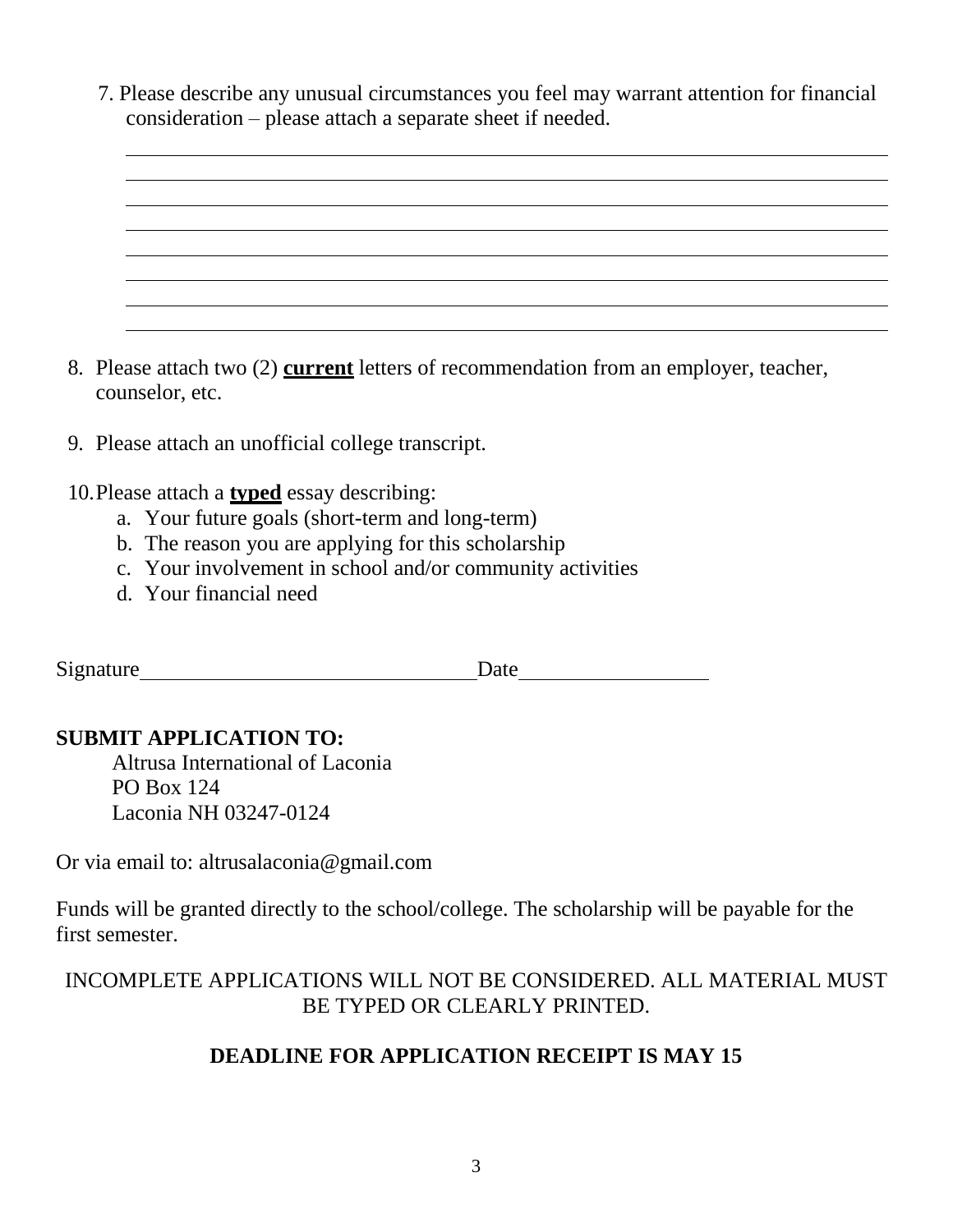7. Please describe any unusual circumstances you feel may warrant attention for financial consideration – please attach a separate sheet if needed.

_______________________________________________________________________________
_______________________________________________________________________________
_______________________________________________________________________________
_______________________________________________________________________________
_______________________________________________________________________________
_______________________________________________________________________________
_______________________________________________________________________________
_______________________________________________________________________________

8. Please attach two (2) **current** letters of recommendation from an employer, teacher, counselor, etc.

9. Please attach an unofficial college transcript.

10. Please attach a **typed** essay describing:
    a. Your future goals (short-term and long-term)
    b. The reason you are applying for this scholarship
    c. Your involvement in school and/or community activities
    d. Your financial need

Signature________________________________ Date__________________

**SUBMIT APPLICATION TO:**

Altrusa International of Laconia
PO Box 124
Laconia NH 03247-0124

Or via email to: altrusalaconia@gmail.com

Funds will be granted directly to the school/college. The scholarship will be payable for the first semester.

INCOMPLETE APPLICATIONS WILL NOT BE CONSIDERED. ALL MATERIAL MUST BE TYPED OR CLEARLY PRINTED.

**DEADLINE FOR APPLICATION RECEIPT IS MAY 15**